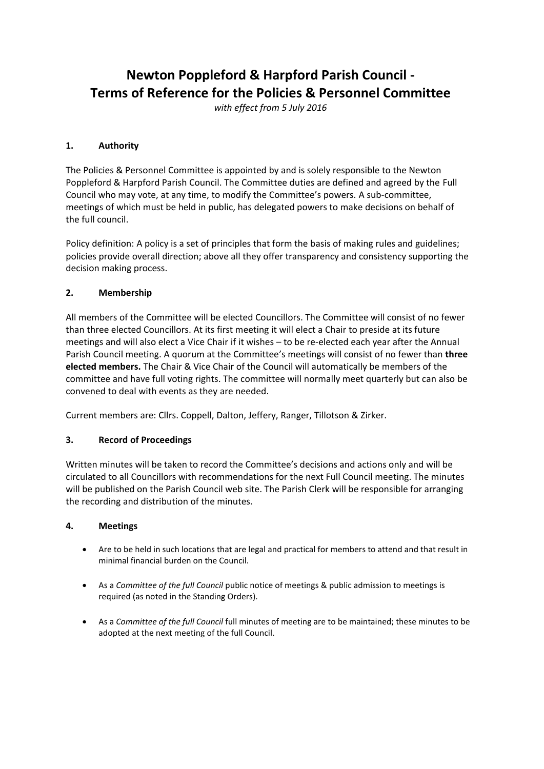# Newton Poppleford & Harpford Parish Council - Terms of Reference for the Policies & Personnel Committee

*with effect from 5 July 2016*

## 1. Authority

The Policies & Personnel Committee is appointed by and is solely responsible to the Newton Poppleford & Harpford Parish Council. The Committee duties are defined and agreed by the Full Council who may vote, at any time, to modify the Committee's powers. A sub-committee, meetings of which must be held in public, has delegated powers to make decisions on behalf of the full council.

Policy definition: A policy is a set of principles that form the basis of making rules and guidelines; policies provide overall direction; above all they offer transparency and consistency supporting the decision making process.

## 2. Membership

All members of the Committee will be elected Councillors. The Committee will consist of no fewer than three elected Councillors. At its first meeting it will elect a Chair to preside at its future meetings and will also elect a Vice Chair if it wishes – to be re-elected each year after the Annual Parish Council meeting. A quorum at the Committee's meetings will consist of no fewer than **three elected members.** The Chair & Vice Chair of the Council will automatically be members of the committee and have full voting rights. The committee will normally meet quarterly but can also be convened to deal with events as they are needed.

Current members are: Cllrs. Coppell, Dalton, Jeffery, Ranger, Tillotson & Zirker.

## 3. Record of Proceedings

Written minutes will be taken to record the Committee's decisions and actions only and will be circulated to all Councillors with recommendations for the next Full Council meeting. The minutes will be published on the Parish Council web site. The Parish Clerk will be responsible for arranging the recording and distribution of the minutes.

## 4. Meetings

- Are to be held in such locations that are legal and practical for members to attend and that result in minimal financial burden on the Council.
- As a *Committee of the full Council* public notice of meetings & public admission to meetings is required (as noted in the Standing Orders).
- As a *Committee of the full Council* full minutes of meeting are to be maintained; these minutes to be adopted at the next meeting of the full Council.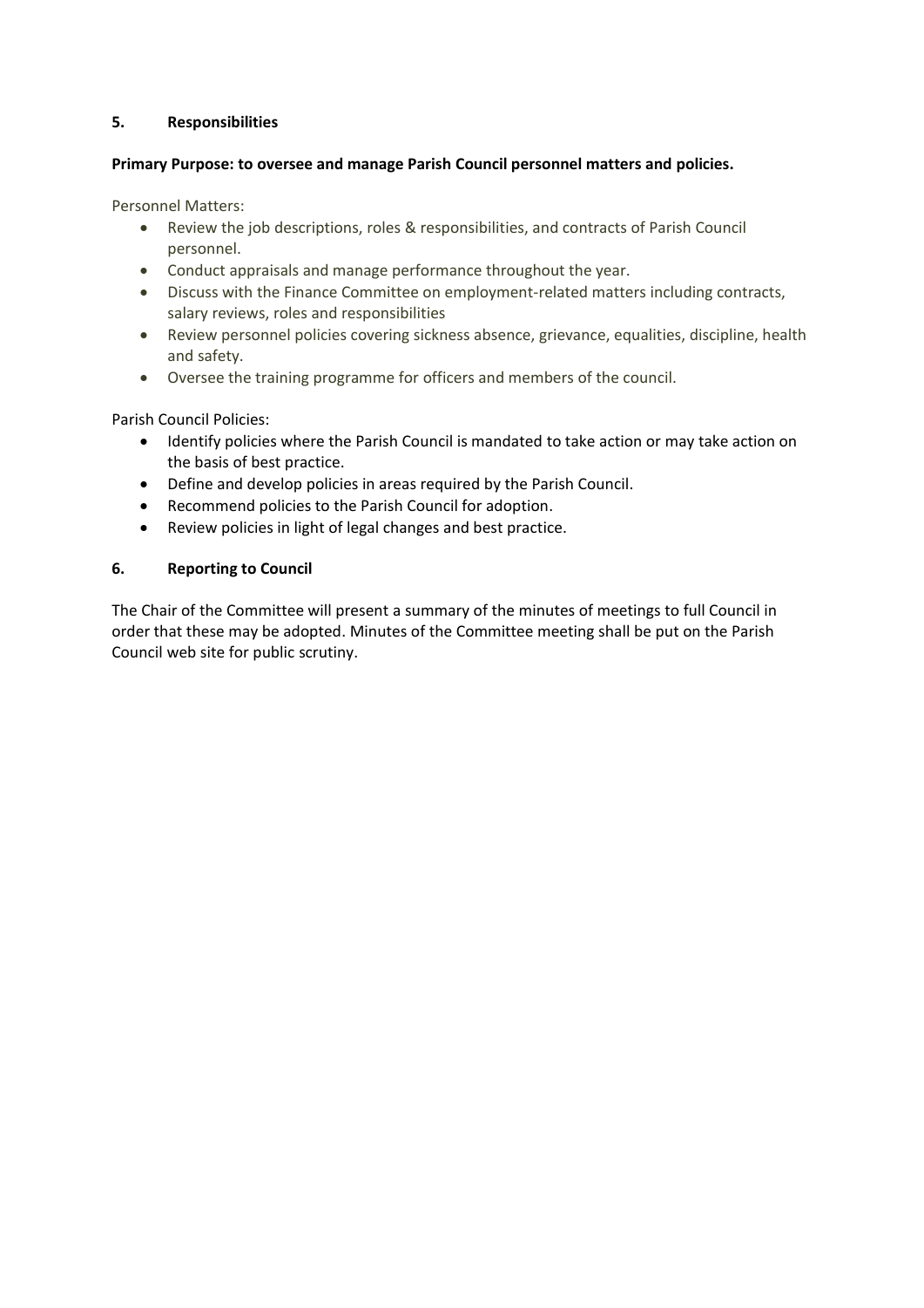## 5. Responsibilities

**Primary Purpose: to oversee and manage Parish Council personnel matters and policies.**

Personnel Matters:

- Review the job descriptions, roles & responsibilities, and contracts of Parish Council personnel.
- Conduct appraisals and manage performance throughout the year.
- Discuss with the Finance Committee on employment-related matters including contracts, salary reviews, roles and responsibilities
- Review personnel policies covering sickness absence, grievance, equalities, discipline, health and safety.
- Oversee the training programme for officers and members of the council.

Parish Council Policies:

- Identify policies where the Parish Council is mandated to take action or may take action on the basis of best practice.
- Define and develop policies in areas required by the Parish Council.
- Recommend policies to the Parish Council for adoption.
- Review policies in light of legal changes and best practice.

## 6. Reporting to Council

The Chair of the Committee will present a summary of the minutes of meetings to full Council in order that these may be adopted. Minutes of the Committee meeting shall be put on the Parish Council web site for public scrutiny.